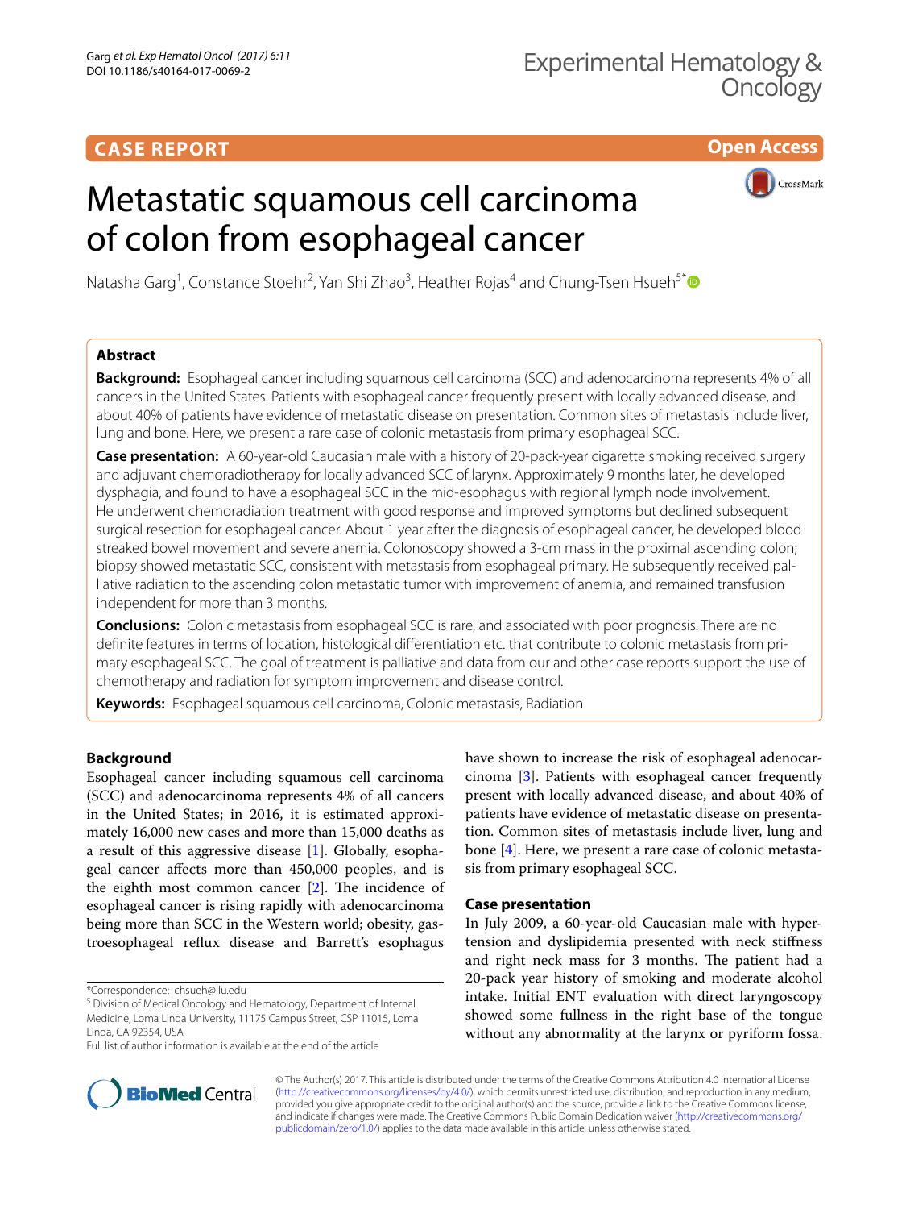CASE REPORT

Open Access

# Metastatic squamous cell carcinoma of colon from esophageal cancer

Natasha Garg[1], Constance Stoehr[2], Yan Shi Zhao[3], Heather Rojas[4] and Chung-Tsen Hsueh[5*]

## Abstract

**Background:** Esophageal cancer including squamous cell carcinoma (SCC) and adenocarcinoma represents 4% of all cancers in the United States. Patients with esophageal cancer frequently present with locally advanced disease, and about 40% of patients have evidence of metastatic disease on presentation. Common sites of metastasis include liver, lung and bone. Here, we present a rare case of colonic metastasis from primary esophageal SCC.

**Case presentation:** A 60-year-old Caucasian male with a history of 20-pack-year cigarette smoking received surgery and adjuvant chemoradiotherapy for locally advanced SCC of larynx. Approximately 9 months later, he developed dysphagia, and found to have a esophageal SCC in the mid-esophagus with regional lymph node involvement. He underwent chemoradiation treatment with good response and improved symptoms but declined subsequent surgical resection for esophageal cancer. About 1 year after the diagnosis of esophageal cancer, he developed blood streaked bowel movement and severe anemia. Colonoscopy showed a 3-cm mass in the proximal ascending colon; biopsy showed metastatic SCC, consistent with metastasis from esophageal primary. He subsequently received palliative radiation to the ascending colon metastatic tumor with improvement of anemia, and remained transfusion independent for more than 3 months.

**Conclusions:** Colonic metastasis from esophageal SCC is rare, and associated with poor prognosis. There are no definite features in terms of location, histological differentiation etc. that contribute to colonic metastasis from primary esophageal SCC. The goal of treatment is palliative and data from our and other case reports support the use of chemotherapy and radiation for symptom improvement and disease control.

**Keywords:** Esophageal squamous cell carcinoma, Colonic metastasis, Radiation

## Background

Esophageal cancer including squamous cell carcinoma (SCC) and adenocarcinoma represents 4% of all cancers in the United States; in 2016, it is estimated approximately 16,000 new cases and more than 15,000 deaths as a result of this aggressive disease [1]. Globally, esophageal cancer affects more than 450,000 peoples, and is the eighth most common cancer [2]. The incidence of esophageal cancer is rising rapidly with adenocarcinoma being more than SCC in the Western world; obesity, gastroesophageal reflux disease and Barrett's esophagus have shown to increase the risk of esophageal adenocarcinoma [3]. Patients with esophageal cancer frequently present with locally advanced disease, and about 40% of patients have evidence of metastatic disease on presentation. Common sites of metastasis include liver, lung and bone [4]. Here, we present a rare case of colonic metastasis from primary esophageal SCC.

## Case presentation

In July 2009, a 60-year-old Caucasian male with hypertension and dyslipidemia presented with neck stiffness and right neck mass for 3 months. The patient had a 20-pack year history of smoking and moderate alcohol intake. Initial ENT evaluation with direct laryngoscopy showed some fullness in the right base of the tongue without any abnormality at the larynx or pyriform fossa.

*Correspondence: chsueh@llu.edu
[5] Division of Medical Oncology and Hematology, Department of Internal Medicine, Loma Linda University, 11175 Campus Street, CSP 11015, Loma Linda, CA 92354, USA
Full list of author information is available at the end of the article

© The Author(s) 2017. This article is distributed under the terms of the Creative Commons Attribution 4.0 International License (http://creativecommons.org/licenses/by/4.0/), which permits unrestricted use, distribution, and reproduction in any medium, provided you give appropriate credit to the original author(s) and the source, provide a link to the Creative Commons license, and indicate if changes were made. The Creative Commons Public Domain Dedication waiver (http://creativecommons.org/publicdomain/zero/1.0/) applies to the data made available in this article, unless otherwise stated.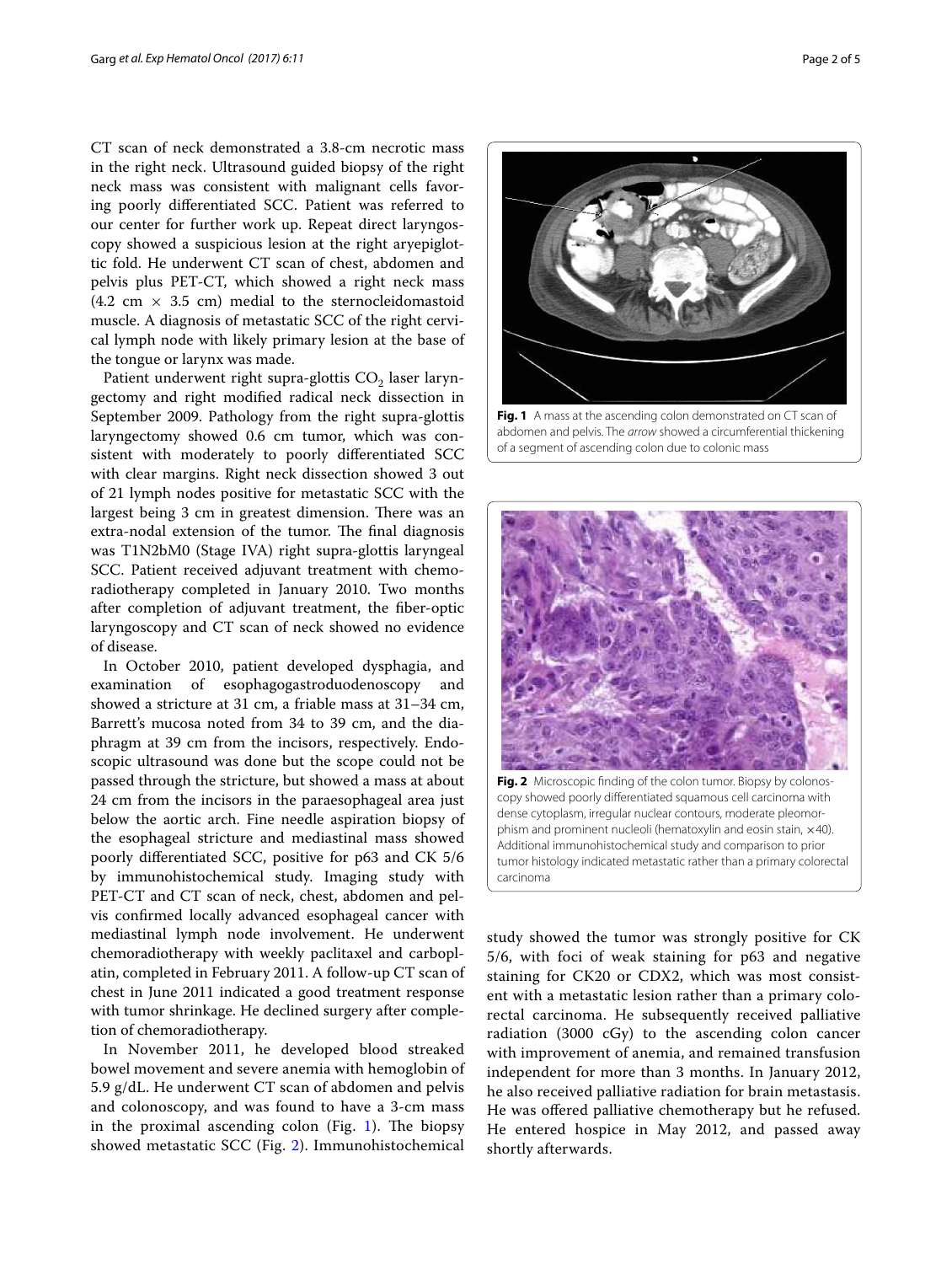CT scan of neck demonstrated a 3.8-cm necrotic mass in the right neck. Ultrasound guided biopsy of the right neck mass was consistent with malignant cells favoring poorly differentiated SCC. Patient was referred to our center for further work up. Repeat direct laryngoscopy showed a suspicious lesion at the right aryepiglottic fold. He underwent CT scan of chest, abdomen and pelvis plus PET-CT, which showed a right neck mass (4.2 cm × 3.5 cm) medial to the sternocleidomastoid muscle. A diagnosis of metastatic SCC of the right cervical lymph node with likely primary lesion at the base of the tongue or larynx was made.

Patient underwent right supra-glottis $CO_2$ laser laryngectomy and right modified radical neck dissection in September 2009. Pathology from the right supra-glottis laryngectomy showed 0.6 cm tumor, which was consistent with moderately to poorly differentiated SCC with clear margins. Right neck dissection showed 3 out of 21 lymph nodes positive for metastatic SCC with the largest being 3 cm in greatest dimension. There was an extra-nodal extension of the tumor. The final diagnosis was T1N2bM0 (Stage IVA) right supra-glottis laryngeal SCC. Patient received adjuvant treatment with chemoradiotherapy completed in January 2010. Two months after completion of adjuvant treatment, the fiber-optic laryngoscopy and CT scan of neck showed no evidence of disease.

In October 2010, patient developed dysphagia, and examination of esophagogastroduodenoscopy and showed a stricture at 31 cm, a friable mass at 31–34 cm, Barrett's mucosa noted from 34 to 39 cm, and the diaphragm at 39 cm from the incisors, respectively. Endoscopic ultrasound was done but the scope could not be passed through the stricture, but showed a mass at about 24 cm from the incisors in the paraesophageal area just below the aortic arch. Fine needle aspiration biopsy of the esophageal stricture and mediastinal mass showed poorly differentiated SCC, positive for p63 and CK 5/6 by immunohistochemical study. Imaging study with PET-CT and CT scan of neck, chest, abdomen and pelvis confirmed locally advanced esophageal cancer with mediastinal lymph node involvement. He underwent chemoradiotherapy with weekly paclitaxel and carboplatin, completed in February 2011. A follow-up CT scan of chest in June 2011 indicated a good treatment response with tumor shrinkage. He declined surgery after completion of chemoradiotherapy.

In November 2011, he developed blood streaked bowel movement and severe anemia with hemoglobin of 5.9 g/dL. He underwent CT scan of abdomen and pelvis and colonoscopy, and was found to have a 3-cm mass in the proximal ascending colon (Fig. 1). The biopsy showed metastatic SCC (Fig. 2). Immunohistochemical study showed the tumor was strongly positive for CK 5/6, with foci of weak staining for p63 and negative staining for CK20 or CDX2, which was most consistent with a metastatic lesion rather than a primary colorectal carcinoma. He subsequently received palliative radiation (3000 cGy) to the ascending colon cancer with improvement of anemia, and remained transfusion independent for more than 3 months. In January 2012, he also received palliative radiation for brain metastasis. He was offered palliative chemotherapy but he refused. He entered hospice in May 2012, and passed away shortly afterwards.

**Fig. 1** A mass at the ascending colon demonstrated on CT scan of abdomen and pelvis. The *arrow* showed a circumferential thickening of a segment of ascending colon due to colonic mass

**Fig. 2** Microscopic finding of the colon tumor. Biopsy by colonoscopy showed poorly differentiated squamous cell carcinoma with dense cytoplasm, irregular nuclear contours, moderate pleomorphism and prominent nucleoli (hematoxylin and eosin stain, ×40). Additional immunohistochemical study and comparison to prior tumor histology indicated metastatic rather than a primary colorectal carcinoma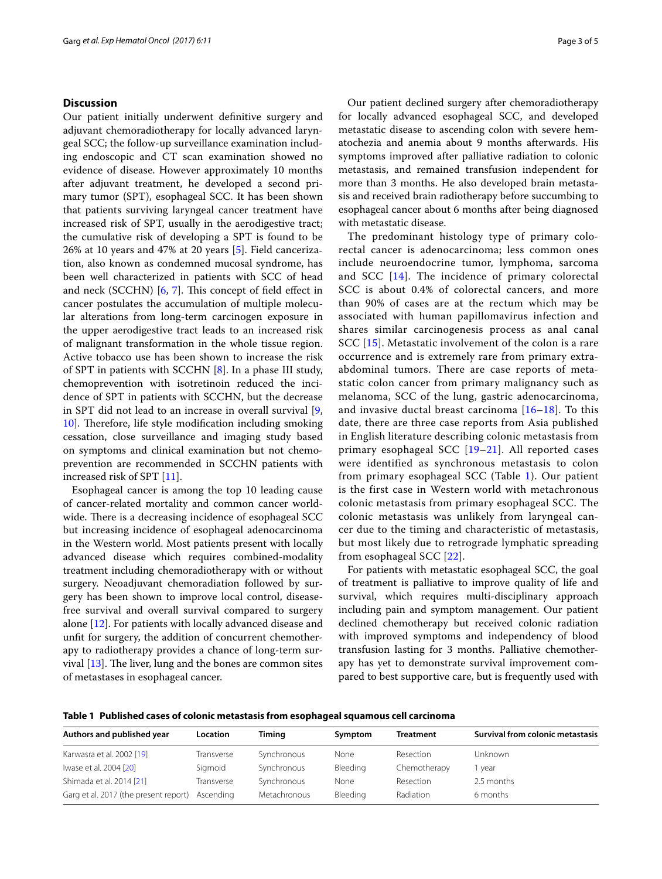## Discussion

Our patient initially underwent definitive surgery and adjuvant chemoradiotherapy for locally advanced laryngeal SCC; the follow-up surveillance examination including endoscopic and CT scan examination showed no evidence of disease. However approximately 10 months after adjuvant treatment, he developed a second primary tumor (SPT), esophageal SCC. It has been shown that patients surviving laryngeal cancer treatment have increased risk of SPT, usually in the aerodigestive tract; the cumulative risk of developing a SPT is found to be 26% at 10 years and 47% at 20 years [5]. Field cancerization, also known as condemned mucosal syndrome, has been well characterized in patients with SCC of head and neck (SCCHN) [6, 7]. This concept of field effect in cancer postulates the accumulation of multiple molecular alterations from long-term carcinogen exposure in the upper aerodigestive tract leads to an increased risk of malignant transformation in the whole tissue region. Active tobacco use has been shown to increase the risk of SPT in patients with SCCHN [8]. In a phase III study, chemoprevention with isotretinoin reduced the incidence of SPT in patients with SCCHN, but the decrease in SPT did not lead to an increase in overall survival [9, 10]. Therefore, life style modification including smoking cessation, close surveillance and imaging study based on symptoms and clinical examination but not chemoprevention are recommended in SCCHN patients with increased risk of SPT [11].

Esophageal cancer is among the top 10 leading cause of cancer-related mortality and common cancer worldwide. There is a decreasing incidence of esophageal SCC but increasing incidence of esophageal adenocarcinoma in the Western world. Most patients present with locally advanced disease which requires combined-modality treatment including chemoradiotherapy with or without surgery. Neoadjuvant chemoradiation followed by surgery has been shown to improve local control, disease-free survival and overall survival compared to surgery alone [12]. For patients with locally advanced disease and unfit for surgery, the addition of concurrent chemotherapy to radiotherapy provides a chance of long-term survival [13]. The liver, lung and the bones are common sites of metastases in esophageal cancer.

Our patient declined surgery after chemoradiotherapy for locally advanced esophageal SCC, and developed metastatic disease to ascending colon with severe hematochezia and anemia about 9 months afterwards. His symptoms improved after palliative radiation to colonic metastasis, and remained transfusion independent for more than 3 months. He also developed brain metastasis and received brain radiotherapy before succumbing to esophageal cancer about 6 months after being diagnosed with metastatic disease.

The predominant histology type of primary colorectal cancer is adenocarcinoma; less common ones include neuroendocrine tumor, lymphoma, sarcoma and SCC [14]. The incidence of primary colorectal SCC is about 0.4% of colorectal cancers, and more than 90% of cases are at the rectum which may be associated with human papillomavirus infection and shares similar carcinogenesis process as anal canal SCC [15]. Metastatic involvement of the colon is a rare occurrence and is extremely rare from primary extra-abdominal tumors. There are case reports of metastatic colon cancer from primary malignancy such as melanoma, SCC of the lung, gastric adenocarcinoma, and invasive ductal breast carcinoma [16–18]. To this date, there are three case reports from Asia published in English literature describing colonic metastasis from primary esophageal SCC [19–21]. All reported cases were identified as synchronous metastasis to colon from primary esophageal SCC (Table 1). Our patient is the first case in Western world with metachronous colonic metastasis from primary esophageal SCC. The colonic metastasis was unlikely from laryngeal cancer due to the timing and characteristic of metastasis, but most likely due to retrograde lymphatic spreading from esophageal SCC [22].

For patients with metastatic esophageal SCC, the goal of treatment is palliative to improve quality of life and survival, which requires multi-disciplinary approach including pain and symptom management. Our patient declined chemotherapy but received colonic radiation with improved symptoms and independency of blood transfusion lasting for 3 months. Palliative chemotherapy has yet to demonstrate survival improvement compared to best supportive care, but is frequently used with

**Table 1 Published cases of colonic metastasis from esophageal squamous cell carcinoma**

| Authors and published year | Location | Timing | Symptom | Treatment | Survival from colonic metastasis |
|---|---|---|---|---|---|
| Karwasra et al. 2002 [19] | Transverse | Synchronous | None | Resection | Unknown |
| Iwase et al. 2004 [20] | Sigmoid | Synchronous | Bleeding | Chemotherapy | 1 year |
| Shimada et al. 2014 [21] | Transverse | Synchronous | None | Resection | 2.5 months |
| Garg et al. 2017 (the present report) | Ascending | Metachronous | Bleeding | Radiation | 6 months |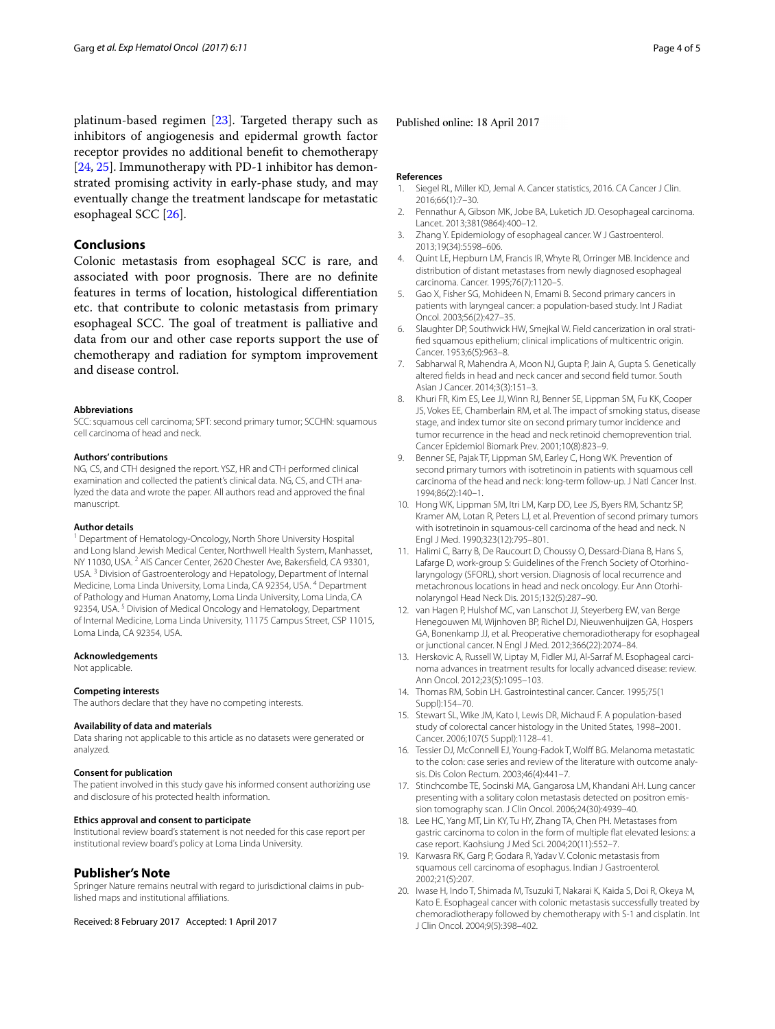platinum-based regimen [23]. Targeted therapy such as inhibitors of angiogenesis and epidermal growth factor receptor provides no additional benefit to chemotherapy [24, 25]. Immunotherapy with PD-1 inhibitor has demonstrated promising activity in early-phase study, and may eventually change the treatment landscape for metastatic esophageal SCC [26].

## Conclusions

Colonic metastasis from esophageal SCC is rare, and associated with poor prognosis. There are no definite features in terms of location, histological differentiation etc. that contribute to colonic metastasis from primary esophageal SCC. The goal of treatment is palliative and data from our and other case reports support the use of chemotherapy and radiation for symptom improvement and disease control.

#### Abbreviations

SCC: squamous cell carcinoma; SPT: second primary tumor; SCCHN: squamous cell carcinoma of head and neck.

#### Authors' contributions

NG, CS, and CTH designed the report. YSZ, HR and CTH performed clinical examination and collected the patient's clinical data. NG, CS, and CTH analyzed the data and wrote the paper. All authors read and approved the final manuscript.

#### Author details

[1] Department of Hematology-Oncology, North Shore University Hospital and Long Island Jewish Medical Center, Northwell Health System, Manhasset, NY 11030, USA. [2] AIS Cancer Center, 2620 Chester Ave, Bakersfield, CA 93301, USA. [3] Division of Gastroenterology and Hepatology, Department of Internal Medicine, Loma Linda University, Loma Linda, CA 92354, USA. [4] Department of Pathology and Human Anatomy, Loma Linda University, Loma Linda, CA 92354, USA. [5] Division of Medical Oncology and Hematology, Department of Internal Medicine, Loma Linda University, 11175 Campus Street, CSP 11015, Loma Linda, CA 92354, USA.

#### Acknowledgements

Not applicable.

#### Competing interests

The authors declare that they have no competing interests.

#### Availability of data and materials

Data sharing not applicable to this article as no datasets were generated or analyzed.

#### Consent for publication

The patient involved in this study gave his informed consent authorizing use and disclosure of his protected health information.

#### Ethics approval and consent to participate

Institutional review board's statement is not needed for this case report per institutional review board's policy at Loma Linda University.

## Publisher's Note

Springer Nature remains neutral with regard to jurisdictional claims in published maps and institutional affiliations.

Received: 8 February 2017 Accepted: 1 April 2017

Published online: 18 April 2017

#### References

1. Siegel RL, Miller KD, Jemal A. Cancer statistics, 2016. CA Cancer J Clin. 2016;66(1):7–30.
2. Pennathur A, Gibson MK, Jobe BA, Luketich JD. Oesophageal carcinoma. Lancet. 2013;381(9864):400–12.
3. Zhang Y. Epidemiology of esophageal cancer. W J Gastroenterol. 2013;19(34):5598–606.
4. Quint LE, Hepburn LM, Francis IR, Whyte RI, Orringer MB. Incidence and distribution of distant metastases from newly diagnosed esophageal carcinoma. Cancer. 1995;76(7):1120–5.
5. Gao X, Fisher SG, Mohideen N, Emami B. Second primary cancers in patients with laryngeal cancer: a population-based study. Int J Radiat Oncol. 2003;56(2):427–35.
6. Slaughter DP, Southwick HW, Smejkal W. Field cancerization in oral stratified squamous epithelium; clinical implications of multicentric origin. Cancer. 1953;6(5):963–8.
7. Sabharwal R, Mahendra A, Moon NJ, Gupta P, Jain A, Gupta S. Genetically altered fields in head and neck cancer and second field tumor. South Asian J Cancer. 2014;3(3):151–3.
8. Khuri FR, Kim ES, Lee JJ, Winn RJ, Benner SE, Lippman SM, Fu KK, Cooper JS, Vokes EE, Chamberlain RM, et al. The impact of smoking status, disease stage, and index tumor site on second primary tumor incidence and tumor recurrence in the head and neck retinoid chemoprevention trial. Cancer Epidemiol Biomark Prev. 2001;10(8):823–9.
9. Benner SE, Pajak TF, Lippman SM, Earley C, Hong WK. Prevention of second primary tumors with isotretinoin in patients with squamous cell carcinoma of the head and neck: long-term follow-up. J Natl Cancer Inst. 1994;86(2):140–1.
10. Hong WK, Lippman SM, Itri LM, Karp DD, Lee JS, Byers RM, Schantz SP, Kramer AM, Lotan R, Peters LJ, et al. Prevention of second primary tumors with isotretinoin in squamous-cell carcinoma of the head and neck. N Engl J Med. 1990;323(12):795–801.
11. Halimi C, Barry B, De Raucourt D, Choussy O, Dessard-Diana B, Hans S, Lafarge D, work-group S: Guidelines of the French Society of Otorhinolaryngology (SFORL), short version. Diagnosis of local recurrence and metachronous locations in head and neck oncology. Eur Ann Otorhinolaryngol Head Neck Dis. 2015;132(5):287–90.
12. van Hagen P, Hulshof MC, van Lanschot JJ, Steyerberg EW, van Berge Henegouwen MI, Wijnhoven BP, Richel DJ, Nieuwenhuijzen GA, Hospers GA, Bonenkamp JJ, et al. Preoperative chemoradiotherapy for esophageal or junctional cancer. N Engl J Med. 2012;366(22):2074–84.
13. Herskovic A, Russell W, Liptay M, Fidler MJ, Al-Sarraf M. Esophageal carcinoma advances in treatment results for locally advanced disease: review. Ann Oncol. 2012;23(5):1095–103.
14. Thomas RM, Sobin LH. Gastrointestinal cancer. Cancer. 1995;75(1 Suppl):154–70.
15. Stewart SL, Wike JM, Kato I, Lewis DR, Michaud F. A population-based study of colorectal cancer histology in the United States, 1998–2001. Cancer. 2006;107(5 Suppl):1128–41.
16. Tessier DJ, McConnell EJ, Young-Fadok T, Wolff BG. Melanoma metastatic to the colon: case series and review of the literature with outcome analysis. Dis Colon Rectum. 2003;46(4):441–7.
17. Stinchcombe TE, Socinski MA, Gangarosa LM, Khandani AH. Lung cancer presenting with a solitary colon metastasis detected on positron emission tomography scan. J Clin Oncol. 2006;24(30):4939–40.
18. Lee HC, Yang MT, Lin KY, Tu HY, Zhang TA, Chen PH. Metastases from gastric carcinoma to colon in the form of multiple flat elevated lesions: a case report. Kaohsiung J Med Sci. 2004;20(11):552–7.
19. Karwasra RK, Garg P, Godara R, Yadav V. Colonic metastasis from squamous cell carcinoma of esophagus. Indian J Gastroenterol. 2002;21(5):207.
20. Iwase H, Indo T, Shimada M, Tsuzuki T, Nakarai K, Kaida S, Doi R, Okeya M, Kato E. Esophageal cancer with colonic metastasis successfully treated by chemoradiotherapy followed by chemotherapy with S-1 and cisplatin. Int J Clin Oncol. 2004;9(5):398–402.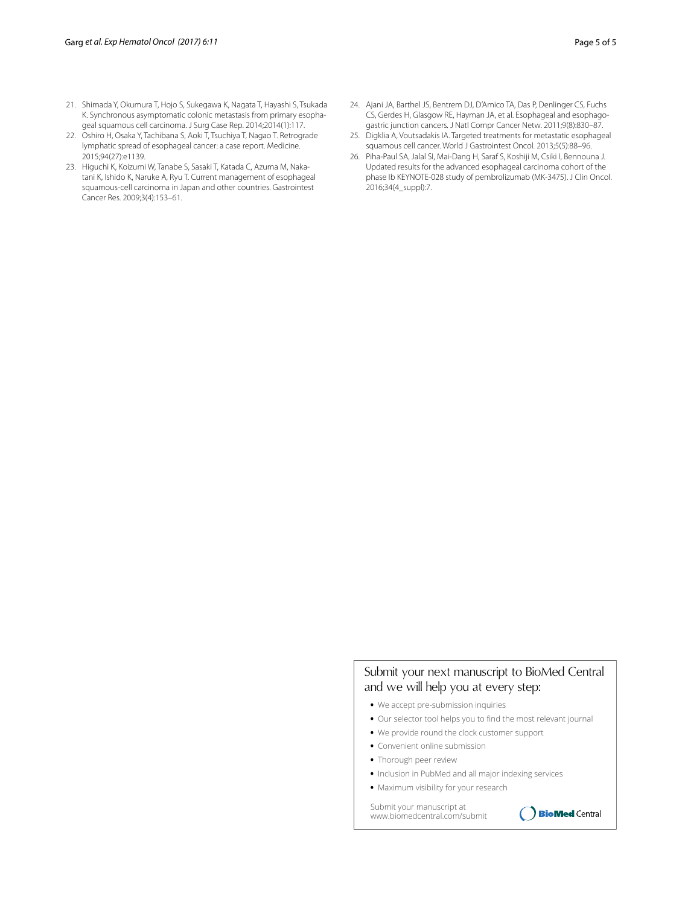21. Shimada Y, Okumura T, Hojo S, Sukegawa K, Nagata T, Hayashi S, Tsukada K. Synchronous asymptomatic colonic metastasis from primary esophageal squamous cell carcinoma. J Surg Case Rep. 2014;2014(1):117.
22. Oshiro H, Osaka Y, Tachibana S, Aoki T, Tsuchiya T, Nagao T. Retrograde lymphatic spread of esophageal cancer: a case report. Medicine. 2015;94(27):e1139.
23. Higuchi K, Koizumi W, Tanabe S, Sasaki T, Katada C, Azuma M, Nakatani K, Ishido K, Naruke A, Ryu T. Current management of esophageal squamous-cell carcinoma in Japan and other countries. Gastrointest Cancer Res. 2009;3(4):153–61.
24. Ajani JA, Barthel JS, Bentrem DJ, D'Amico TA, Das P, Denlinger CS, Fuchs CS, Gerdes H, Glasgow RE, Hayman JA, et al. Esophageal and esophagogastric junction cancers. J Natl Compr Cancer Netw. 2011;9(8):830–87.
25. Digklia A, Voutsadakis IA. Targeted treatments for metastatic esophageal squamous cell cancer. World J Gastrointest Oncol. 2013;5(5):88–96.
26. Piha-Paul SA, Jalal SI, Mai-Dang H, Saraf S, Koshiji M, Csiki I, Bennouna J. Updated results for the advanced esophageal carcinoma cohort of the phase Ib KEYNOTE-028 study of pembrolizumab (MK-3475). J Clin Oncol. 2016;34(4_suppl):7.

Submit your next manuscript to BioMed Central and we will help you at every step:

- We accept pre-submission inquiries
- Our selector tool helps you to find the most relevant journal
- We provide round the clock customer support
- Convenient online submission
- Thorough peer review
- Inclusion in PubMed and all major indexing services
- Maximum visibility for your research

Submit your manuscript at www.biomedcentral.com/submit

BioMed Central